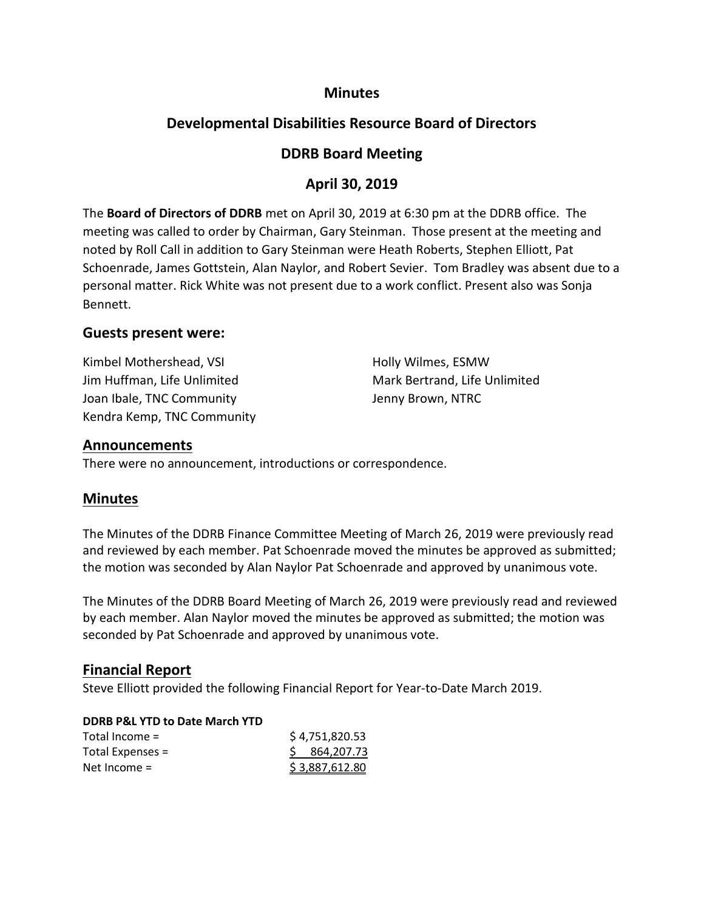# Minutes

## Developmental Disabilities Resource Board of Directors

## DDRB Board Meeting

## April 30, 2019

The **Board of Directors of DDRB** met on April 30, 2019 at 6:30 pm at the DDRB office. The meeting was called to order by Chairman, Gary Steinman. Those present at the meeting and noted by Roll Call in addition to Gary Steinman were Heath Roberts, Stephen Elliott, Pat Schoenrade, James Gottstein, Alan Naylor, and Robert Sevier. Tom Bradley was absent due to a personal matter. Rick White was not present due to a work conflict. Present also was Sonja Bennett.

### Guests present were:

Kimbel Mothershead, VSI
Jim Huffman, Life Unlimited
Joan Ibale, TNC Community
Kendra Kemp, TNC Community
Holly Wilmes, ESMW
Mark Bertrand, Life Unlimited
Jenny Brown, NTRC

### Announcements

There were no announcement, introductions or correspondence.

### Minutes

The Minutes of the DDRB Finance Committee Meeting of March 26, 2019 were previously read and reviewed by each member. Pat Schoenrade moved the minutes be approved as submitted; the motion was seconded by Alan Naylor Pat Schoenrade and approved by unanimous vote.

The Minutes of the DDRB Board Meeting of March 26, 2019 were previously read and reviewed by each member. Alan Naylor moved the minutes be approved as submitted; the motion was seconded by Pat Schoenrade and approved by unanimous vote.

### Financial Report

Steve Elliott provided the following Financial Report for Year-to-Date March 2019.

**DDRB P&L YTD to Date March YTD**

| | |
|---|---|
| Total Income = | $ 4,751,820.53 |
| Total Expenses = | $ 864,207.73 |
| Net Income = | $ 3,887,612.80 |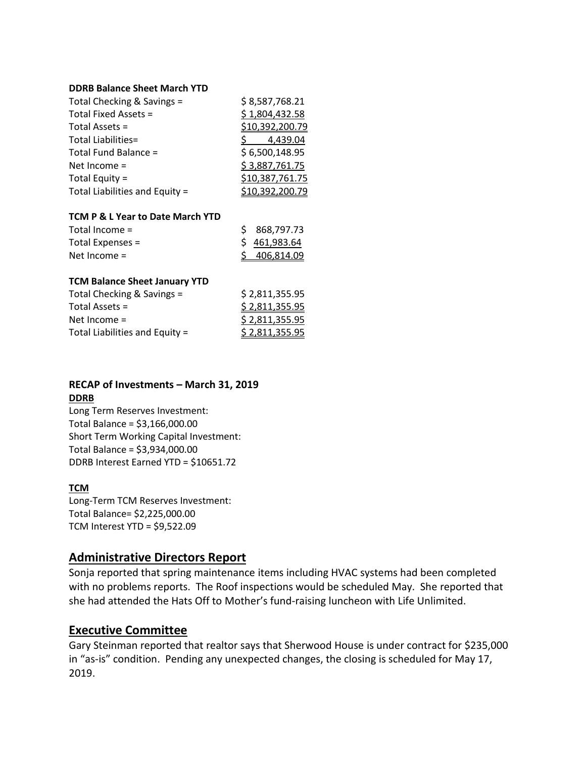**DDRB Balance Sheet March YTD**

| | |
|---|---|
| Total Checking & Savings = | $ 8,587,768.21 |
| Total Fixed Assets = | $ 1,804,432.58 |
| Total Assets = | $10,392,200.79 |
| Total Liabilities= | $ 4,439.04 |
| Total Fund Balance = | $ 6,500,148.95 |
| Net Income = | $ 3,887,761.75 |
| Total Equity = | $10,387,761.75 |
| Total Liabilities and Equity = | $10,392,200.79 |

**TCM P & L Year to Date March YTD**

| | |
|---|---|
| Total Income = | $ 868,797.73 |
| Total Expenses = | $ 461,983.64 |
| Net Income = | $ 406,814.09 |

**TCM Balance Sheet January YTD**

| | |
|---|---|
| Total Checking & Savings = | $ 2,811,355.95 |
| Total Assets = | $ 2,811,355.95 |
| Net Income = | $ 2,811,355.95 |
| Total Liabilities and Equity = | $ 2,811,355.95 |

**RECAP of Investments – March 31, 2019**

**DDRB**

Long Term Reserves Investment:
Total Balance = $3,166,000.00
Short Term Working Capital Investment:
Total Balance = $3,934,000.00
DDRB Interest Earned YTD = $10651.72

**TCM**

Long-Term TCM Reserves Investment:
Total Balance= $2,225,000.00
TCM Interest YTD = $9,522.09

## Administrative Directors Report

Sonja reported that spring maintenance items including HVAC systems had been completed with no problems reports. The Roof inspections would be scheduled May. She reported that she had attended the Hats Off to Mother's fund-raising luncheon with Life Unlimited.

## Executive Committee

Gary Steinman reported that realtor says that Sherwood House is under contract for $235,000 in "as-is" condition. Pending any unexpected changes, the closing is scheduled for May 17, 2019.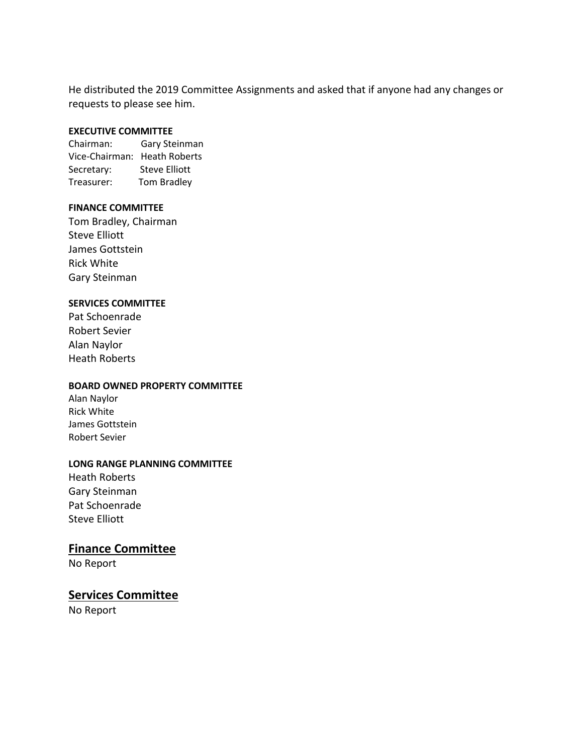He distributed the 2019 Committee Assignments and asked that if anyone had any changes or requests to please see him.

**EXECUTIVE COMMITTEE**

Chairman: Gary Steinman
Vice-Chairman: Heath Roberts
Secretary: Steve Elliott
Treasurer: Tom Bradley

**FINANCE COMMITTEE**

Tom Bradley, Chairman
Steve Elliott
James Gottstein
Rick White
Gary Steinman

**SERVICES COMMITTEE**

Pat Schoenrade
Robert Sevier
Alan Naylor
Heath Roberts

**BOARD OWNED PROPERTY COMMITTEE**

Alan Naylor
Rick White
James Gottstein
Robert Sevier

**LONG RANGE PLANNING COMMITTEE**

Heath Roberts
Gary Steinman
Pat Schoenrade
Steve Elliott

## Finance Committee

No Report

## Services Committee

No Report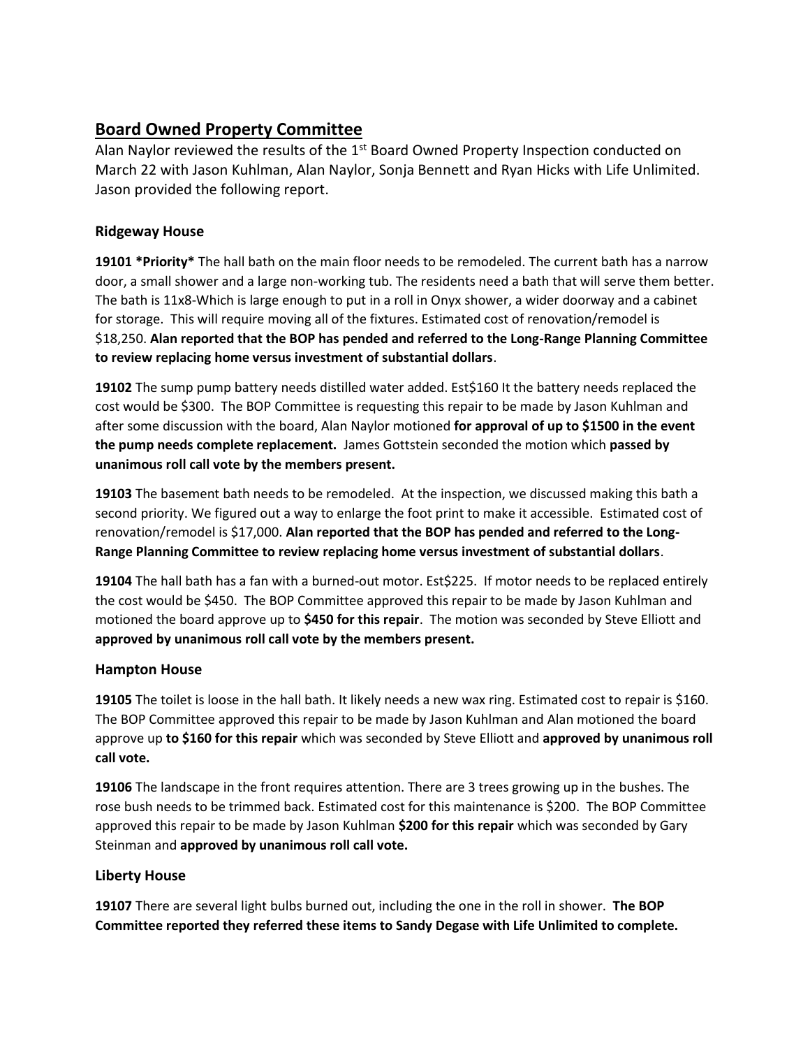## Board Owned Property Committee

Alan Naylor reviewed the results of the 1st Board Owned Property Inspection conducted on March 22 with Jason Kuhlman, Alan Naylor, Sonja Bennett and Ryan Hicks with Life Unlimited. Jason provided the following report.

### Ridgeway House

**19101 *Priority*** The hall bath on the main floor needs to be remodeled. The current bath has a narrow door, a small shower and a large non-working tub. The residents need a bath that will serve them better. The bath is 11x8-Which is large enough to put in a roll in Onyx shower, a wider doorway and a cabinet for storage. This will require moving all of the fixtures. Estimated cost of renovation/remodel is $18,250. **Alan reported that the BOP has pended and referred to the Long-Range Planning Committee to review replacing home versus investment of substantial dollars**.

**19102** The sump pump battery needs distilled water added. Est$160 It the battery needs replaced the cost would be $300. The BOP Committee is requesting this repair to be made by Jason Kuhlman and after some discussion with the board, Alan Naylor motioned **for approval of up to $1500 in the event the pump needs complete replacement.** James Gottstein seconded the motion which **passed by unanimous roll call vote by the members present.**

**19103** The basement bath needs to be remodeled. At the inspection, we discussed making this bath a second priority. We figured out a way to enlarge the foot print to make it accessible. Estimated cost of renovation/remodel is $17,000. **Alan reported that the BOP has pended and referred to the Long-Range Planning Committee to review replacing home versus investment of substantial dollars**.

**19104** The hall bath has a fan with a burned-out motor. Est$225. If motor needs to be replaced entirely the cost would be $450. The BOP Committee approved this repair to be made by Jason Kuhlman and motioned the board approve up to **$450 for this repair**. The motion was seconded by Steve Elliott and **approved by unanimous roll call vote by the members present.**

### Hampton House

**19105** The toilet is loose in the hall bath. It likely needs a new wax ring. Estimated cost to repair is $160. The BOP Committee approved this repair to be made by Jason Kuhlman and Alan motioned the board approve up **to $160 for this repair** which was seconded by Steve Elliott and **approved by unanimous roll call vote.**

**19106** The landscape in the front requires attention. There are 3 trees growing up in the bushes. The rose bush needs to be trimmed back. Estimated cost for this maintenance is $200. The BOP Committee approved this repair to be made by Jason Kuhlman **$200 for this repair** which was seconded by Gary Steinman and **approved by unanimous roll call vote.**

### Liberty House

**19107** There are several light bulbs burned out, including the one in the roll in shower. **The BOP Committee reported they referred these items to Sandy Degase with Life Unlimited to complete.**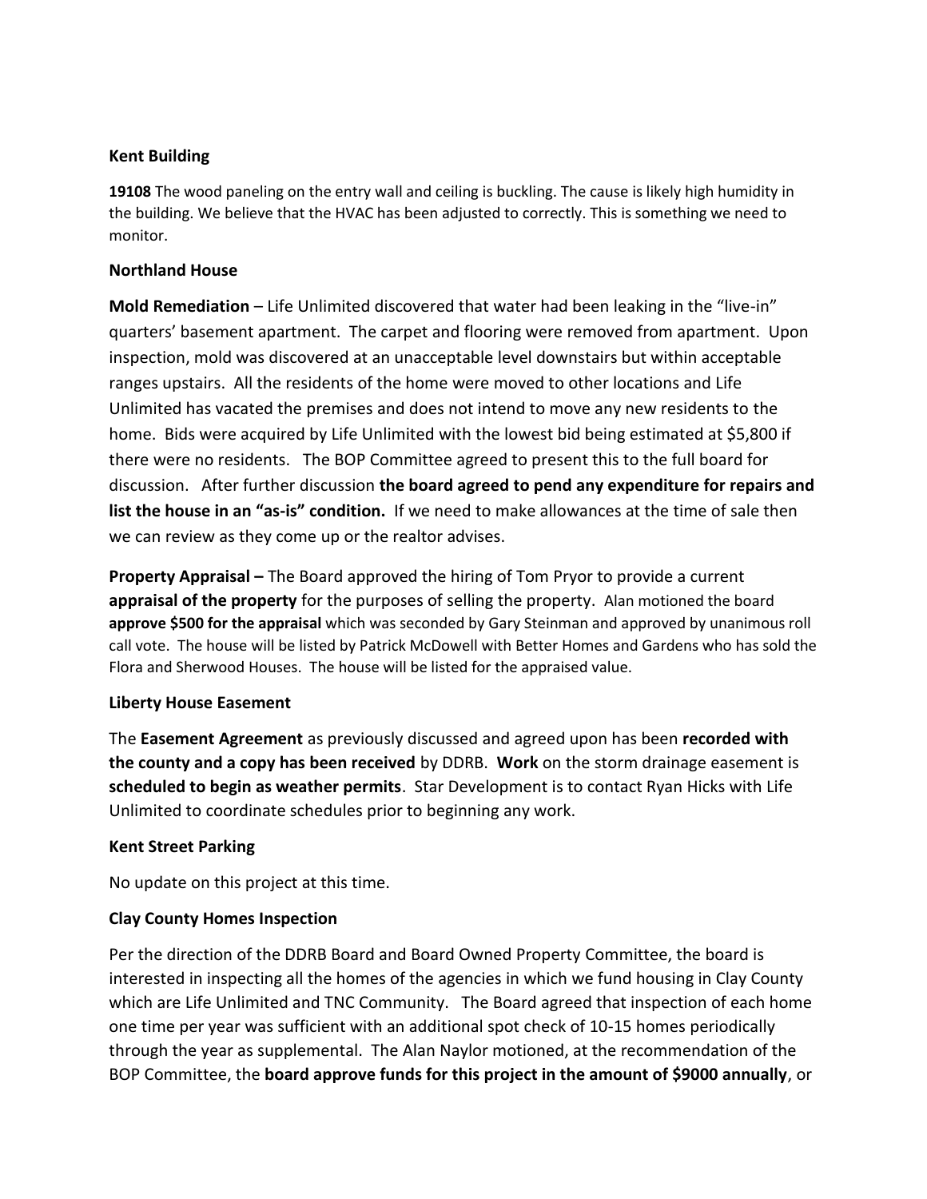**Kent Building**

**19108** The wood paneling on the entry wall and ceiling is buckling. The cause is likely high humidity in the building. We believe that the HVAC has been adjusted to correctly. This is something we need to monitor.

**Northland House**

**Mold Remediation** – Life Unlimited discovered that water had been leaking in the "live-in" quarters' basement apartment. The carpet and flooring were removed from apartment. Upon inspection, mold was discovered at an unacceptable level downstairs but within acceptable ranges upstairs. All the residents of the home were moved to other locations and Life Unlimited has vacated the premises and does not intend to move any new residents to the home. Bids were acquired by Life Unlimited with the lowest bid being estimated at $5,800 if there were no residents. The BOP Committee agreed to present this to the full board for discussion. After further discussion **the board agreed to pend any expenditure for repairs and list the house in an "as-is" condition.** If we need to make allowances at the time of sale then we can review as they come up or the realtor advises.

**Property Appraisal –** The Board approved the hiring of Tom Pryor to provide a current **appraisal of the property** for the purposes of selling the property. Alan motioned the board **approve $500 for the appraisal** which was seconded by Gary Steinman and approved by unanimous roll call vote. The house will be listed by Patrick McDowell with Better Homes and Gardens who has sold the Flora and Sherwood Houses. The house will be listed for the appraised value.

**Liberty House Easement**

The **Easement Agreement** as previously discussed and agreed upon has been **recorded with the county and a copy has been received** by DDRB. **Work** on the storm drainage easement is **scheduled to begin as weather permits**. Star Development is to contact Ryan Hicks with Life Unlimited to coordinate schedules prior to beginning any work.

**Kent Street Parking**

No update on this project at this time.

**Clay County Homes Inspection**

Per the direction of the DDRB Board and Board Owned Property Committee, the board is interested in inspecting all the homes of the agencies in which we fund housing in Clay County which are Life Unlimited and TNC Community. The Board agreed that inspection of each home one time per year was sufficient with an additional spot check of 10-15 homes periodically through the year as supplemental. The Alan Naylor motioned, at the recommendation of the BOP Committee, the **board approve funds for this project in the amount of $9000 annually**, or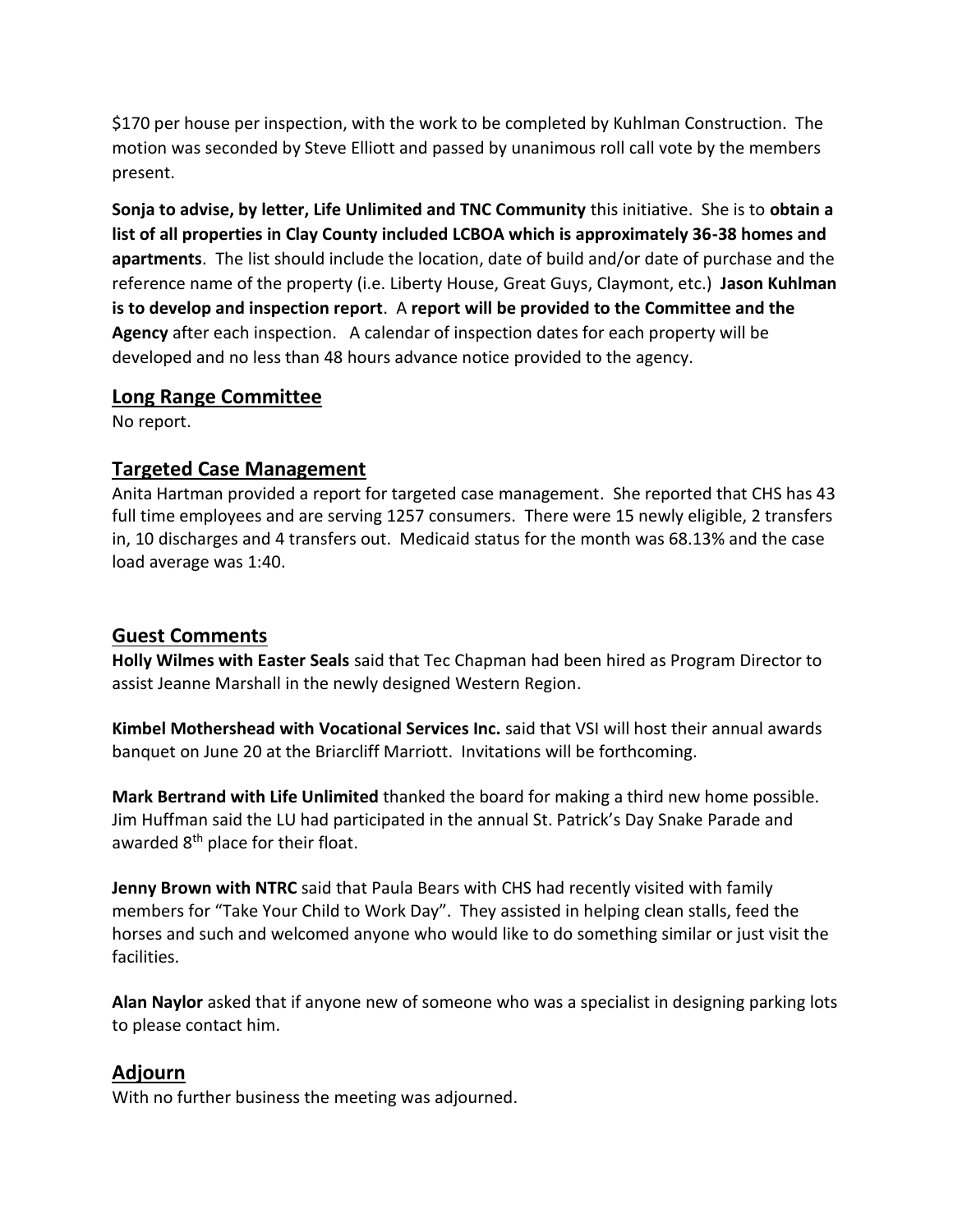$170 per house per inspection, with the work to be completed by Kuhlman Construction. The motion was seconded by Steve Elliott and passed by unanimous roll call vote by the members present.

**Sonja to advise, by letter, Life Unlimited and TNC Community** this initiative. She is to **obtain a list of all properties in Clay County included LCBOA which is approximately 36-38 homes and apartments**. The list should include the location, date of build and/or date of purchase and the reference name of the property (i.e. Liberty House, Great Guys, Claymont, etc.) **Jason Kuhlman is to develop and inspection report**. A **report will be provided to the Committee and the Agency** after each inspection. A calendar of inspection dates for each property will be developed and no less than 48 hours advance notice provided to the agency.

## Long Range Committee

No report.

## Targeted Case Management

Anita Hartman provided a report for targeted case management. She reported that CHS has 43 full time employees and are serving 1257 consumers. There were 15 newly eligible, 2 transfers in, 10 discharges and 4 transfers out. Medicaid status for the month was 68.13% and the case load average was 1:40.

## Guest Comments

**Holly Wilmes with Easter Seals** said that Tec Chapman had been hired as Program Director to assist Jeanne Marshall in the newly designed Western Region.

**Kimbel Mothershead with Vocational Services Inc.** said that VSI will host their annual awards banquet on June 20 at the Briarcliff Marriott. Invitations will be forthcoming.

**Mark Bertrand with Life Unlimited** thanked the board for making a third new home possible. Jim Huffman said the LU had participated in the annual St. Patrick's Day Snake Parade and awarded 8th place for their float.

**Jenny Brown with NTRC** said that Paula Bears with CHS had recently visited with family members for "Take Your Child to Work Day". They assisted in helping clean stalls, feed the horses and such and welcomed anyone who would like to do something similar or just visit the facilities.

**Alan Naylor** asked that if anyone new of someone who was a specialist in designing parking lots to please contact him.

## Adjourn

With no further business the meeting was adjourned.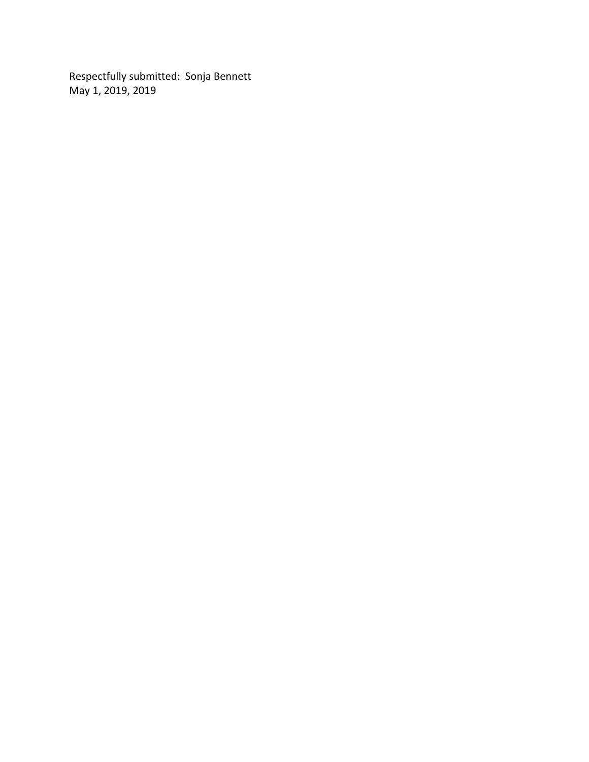Respectfully submitted:  Sonja Bennett
May 1, 2019, 2019